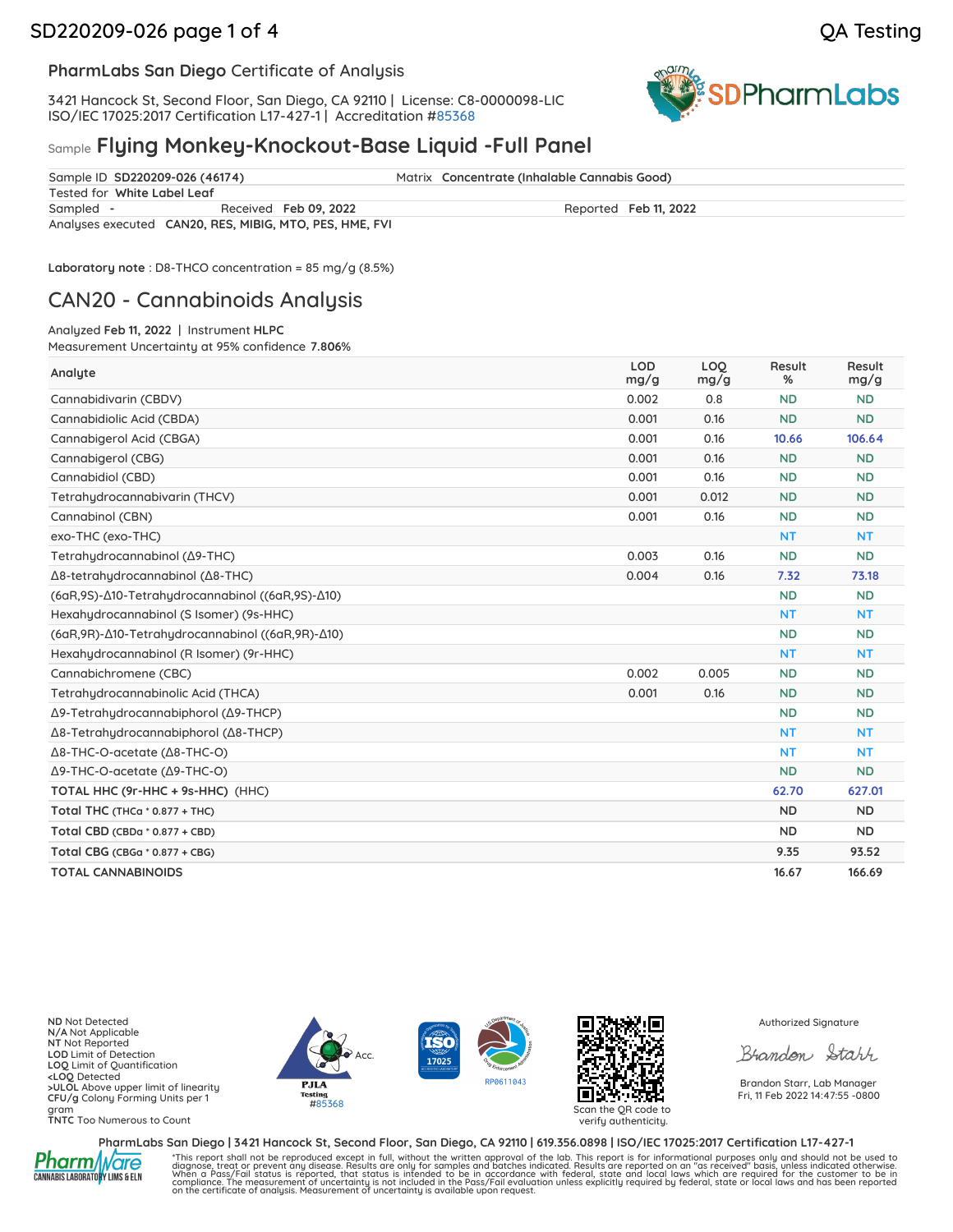QA Testing

## PharmLabs San Diego Certificate of Analysis

3421 Hancock St, Second Floor, San Diego, CA 92110 | License: C8-0000098-LIC
ISO/IEC 17025:2017 Certification L17-427-1 | Accreditation #85368

# Sample Flying Monkey-Knockout-Base Liquid -Full Panel

| | | | |
|---|---|---|---|
| Sample ID **SD220209-026 (46174)** | | Matrix **Concentrate (Inhalable Cannabis Good)** | |
| Tested for **White Label Leaf** | | | |
| Sampled **-** | Received **Feb 09, 2022** | Reported **Feb 11, 2022** | |
| Analyses executed **CAN20, RES, MIBIG, MTO, PES, HME, FVI** | | | |

**Laboratory note** : D8-THCO concentration = 85 mg/g (8.5%)

## CAN20 - Cannabinoids Analysis

Analyzed **Feb 11, 2022** | Instrument **HLPC**
Measurement Uncertainty at 95% confidence **7.806%**

| Analyte | LOD mg/g | LOQ mg/g | Result % | Result mg/g |
|---|---|---|---|---|
| Cannabidivarin (CBDV) | 0.002 | 0.8 | ND | ND |
| Cannabidiolic Acid (CBDA) | 0.001 | 0.16 | ND | ND |
| Cannabigerol Acid (CBGA) | 0.001 | 0.16 | 10.66 | 106.64 |
| Cannabigerol (CBG) | 0.001 | 0.16 | ND | ND |
| Cannabidiol (CBD) | 0.001 | 0.16 | ND | ND |
| Tetrahydrocannabivarin (THCV) | 0.001 | 0.012 | ND | ND |
| Cannabinol (CBN) | 0.001 | 0.16 | ND | ND |
| exo-THC (exo-THC) | | | NT | NT |
| Tetrahydrocannabinol (Δ9-THC) | 0.003 | 0.16 | ND | ND |
| Δ8-tetrahydrocannabinol (Δ8-THC) | 0.004 | 0.16 | 7.32 | 73.18 |
| (6aR,9S)-Δ10-Tetrahydrocannabinol ((6aR,9S)-Δ10) | | | ND | ND |
| Hexahydrocannabinol (S Isomer) (9s-HHC) | | | NT | NT |
| (6aR,9R)-Δ10-Tetrahydrocannabinol ((6aR,9R)-Δ10) | | | ND | ND |
| Hexahydrocannabinol (R Isomer) (9r-HHC) | | | NT | NT |
| Cannabichromene (CBC) | 0.002 | 0.005 | ND | ND |
| Tetrahydrocannabinolic Acid (THCA) | 0.001 | 0.16 | ND | ND |
| Δ9-Tetrahydrocannabiphorol (Δ9-THCP) | | | ND | ND |
| Δ8-Tetrahydrocannabiphorol (Δ8-THCP) | | | NT | NT |
| Δ8-THC-O-acetate (Δ8-THC-O) | | | NT | NT |
| Δ9-THC-O-acetate (Δ9-THC-O) | | | ND | ND |
| **TOTAL HHC (9r-HHC + 9s-HHC)** (HHC) | | | 62.70 | 627.01 |
| **Total THC** (THCa * 0.877 + THC) | | | ND | ND |
| **Total CBD** (CBDa * 0.877 + CBD) | | | ND | ND |
| **Total CBG** (CBGa * 0.877 + CBG) | | | 9.35 | 93.52 |
| **TOTAL CANNABINOIDS** | | | 16.67 | 166.69 |

**ND** Not Detected
**N/A** Not Applicable
**NT** Not Reported
**LOD** Limit of Detection
**LOQ** Limit of Quantification
**<LOQ** Detected
**>ULOL** Above upper limit of linearity
**CFU/g** Colony Forming Units per 1 gram
**TNTC** Too Numerous to Count

PJLA Testing #85368

RP0611043

Scan the QR code to verify authenticity.

Authorized Signature

Brandon Starr, Lab Manager
Fri, 11 Feb 2022 14:47:55 -0800

**PharmLabs San Diego | 3421 Hancock St, Second Floor, San Diego, CA 92110 | 619.356.0898 | ISO/IEC 17025:2017 Certification L17-427-1**

*This report shall not be reproduced except in full, without the written approval of the lab. This report is for informational purposes only and should not be used to diagnose, treat or prevent any disease. Results are only for samples and batches indicated. Results are reported on an "as received" basis, unless indicated otherwise. When a Pass/Fail status is reported, that status is intended to be in accordance with federal, state and local laws which are required for the customer to be in compliance. The measurement of uncertainty is not included in the Pass/Fail evaluation unless explicitly required by federal, state or local laws and has been reported on the certificate of analysis. Measurement of uncertainty is available upon request.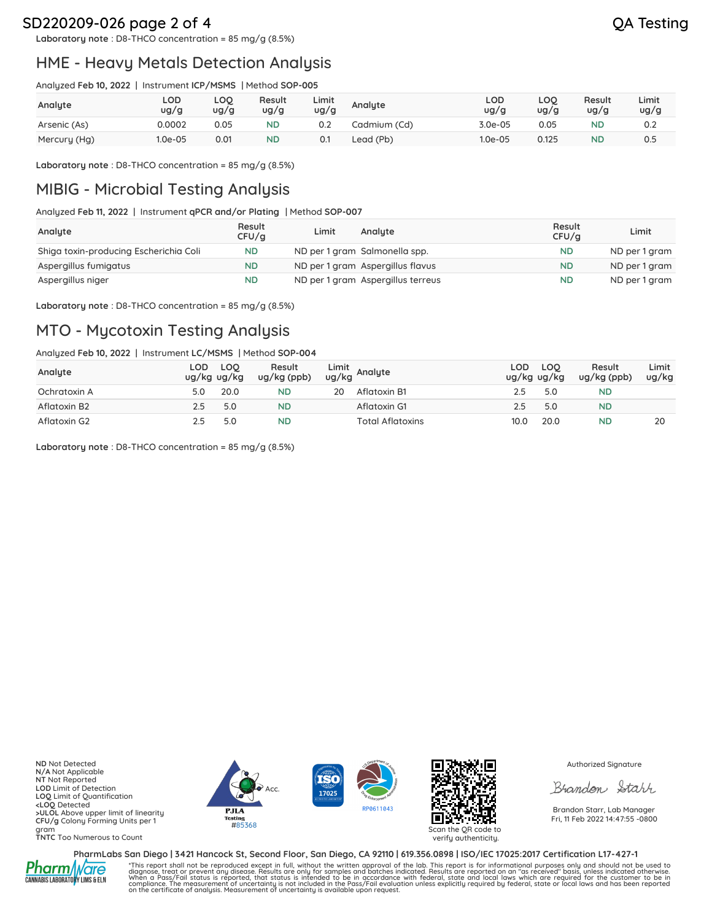**Laboratory note** : D8-THCO concentration = 85 mg/g (8.5%)

## HME - Heavy Metals Detection Analysis

Analyzed **Feb 10, 2022** | Instrument **ICP/MSMS** | Method **SOP-005**

| Analyte | LOD ug/g | LOQ ug/g | Result ug/g | Limit ug/g | Analyte | LOD ug/g | LOQ ug/g | Result ug/g | Limit ug/g |
|---|---|---|---|---|---|---|---|---|---|
| Arsenic (As) | 0.0002 | 0.05 | ND | 0.2 | Cadmium (Cd) | 3.0e-05 | 0.05 | ND | 0.2 |
| Mercury (Hg) | 1.0e-05 | 0.01 | ND | 0.1 | Lead (Pb) | 1.0e-05 | 0.125 | ND | 0.5 |

**Laboratory note** : D8-THCO concentration = 85 mg/g (8.5%)

## MIBIG - Microbial Testing Analysis

Analyzed **Feb 11, 2022** | Instrument **qPCR and/or Plating** | Method **SOP-007**

| Analyte | Result CFU/g | Limit | Analyte | Result CFU/g | Limit |
|---|---|---|---|---|---|
| Shiga toxin-producing Escherichia Coli | ND | ND per 1 gram | Salmonella spp. | ND | ND per 1 gram |
| Aspergillus fumigatus | ND | ND per 1 gram | Aspergillus flavus | ND | ND per 1 gram |
| Aspergillus niger | ND | ND per 1 gram | Aspergillus terreus | ND | ND per 1 gram |

**Laboratory note** : D8-THCO concentration = 85 mg/g (8.5%)

## MTO - Mycotoxin Testing Analysis

Analyzed **Feb 10, 2022** | Instrument **LC/MSMS** | Method **SOP-004**

| Analyte | LOD ug/kg | LOQ ug/kg | Result ug/kg (ppb) | Limit ug/kg | Analyte | LOD ug/kg | LOQ ug/kg | Result ug/kg (ppb) | Limit ug/kg |
|---|---|---|---|---|---|---|---|---|---|
| Ochratoxin A | 5.0 | 20.0 | ND | 20 | Aflatoxin B1 | 2.5 | 5.0 | ND | |
| Aflatoxin B2 | 2.5 | 5.0 | ND | | Aflatoxin G1 | 2.5 | 5.0 | ND | |
| Aflatoxin G2 | 2.5 | 5.0 | ND | | Total Aflatoxins | 10.0 | 20.0 | ND | 20 |

**Laboratory note** : D8-THCO concentration = 85 mg/g (8.5%)

**ND** Not Detected
**N/A** Not Applicable
**NT** Not Reported
**LOD** Limit of Detection
**LOQ** Limit of Quantification
**<LOQ** Detected
**>ULOL** Above upper limit of linearity
**CFU/g** Colony Forming Units per 1 gram
**TNTC** Too Numerous to Count

Acc. PJLA Testing #85368

ISO 17025

RP0611043

Scan the QR code to verify authenticity.

Authorized Signature

Brandon Starr, Lab Manager
Fri, 11 Feb 2022 14:47:55 -0800

**PharmLabs San Diego | 3421 Hancock St, Second Floor, San Diego, CA 92110 | 619.356.0898 | ISO/IEC 17025:2017 Certification L17-427-1**

*This report shall not be reproduced except in full, without the written approval of the lab. This report is for informational purposes only and should not be used to diagnose, treat or prevent any disease. Results are only for samples and batches indicated. Results are reported on an "as received" basis, unless indicated otherwise. When a Pass/Fail status is reported, that status is intended to be in accordance with federal, state and local laws which are required for the customer to be in compliance. The measurement of uncertainty is not included in the Pass/Fail evaluation unless explicitly required by federal, state or local laws and has been reported on the certificate of analysis. Measurement of uncertainty is available upon request.

PharmWare CANNABIS LABORATORY LIMS & ELN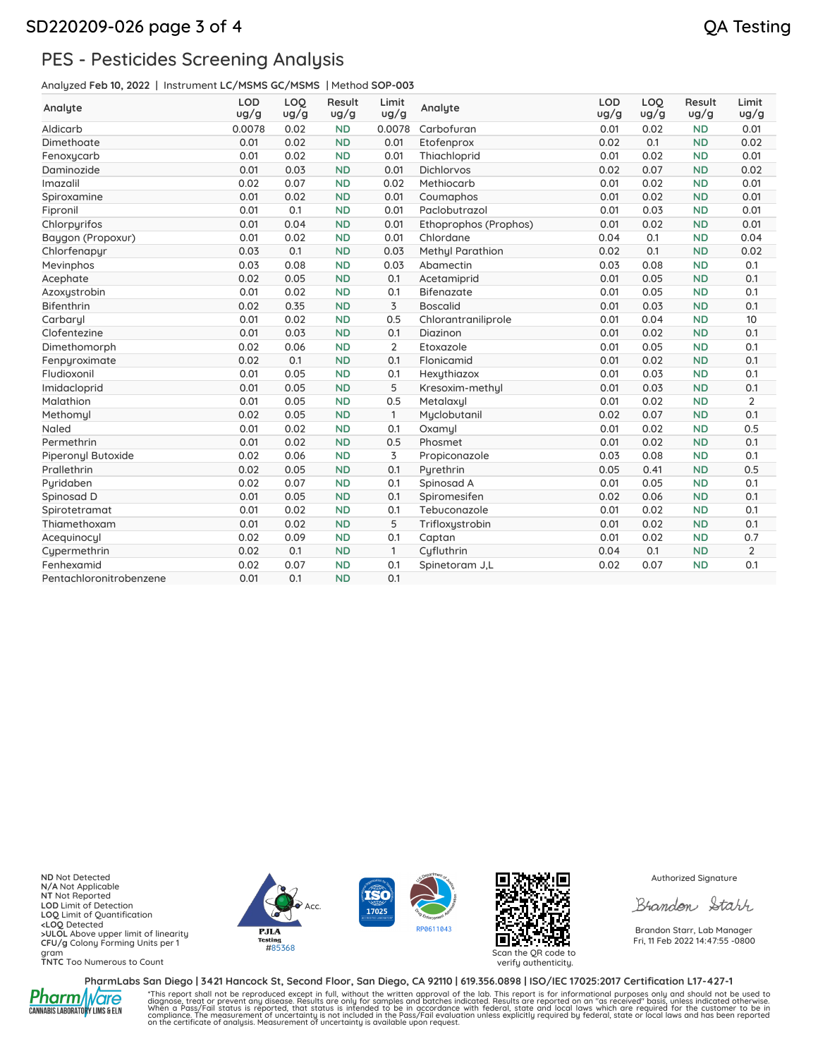## PES - Pesticides Screening Analysis

Analyzed **Feb 10, 2022** | Instrument **LC/MSMS GC/MSMS** | Method **SOP-003**

| Analyte | LOD ug/g | LOQ ug/g | Result ug/g | Limit ug/g | Analyte | LOD ug/g | LOQ ug/g | Result ug/g | Limit ug/g |
|---|---|---|---|---|---|---|---|---|---|
| Aldicarb | 0.0078 | 0.02 | ND | 0.0078 | Carbofuran | 0.01 | 0.02 | ND | 0.01 |
| Dimethoate | 0.01 | 0.02 | ND | 0.01 | Etofenprox | 0.02 | 0.1 | ND | 0.02 |
| Fenoxycarb | 0.01 | 0.02 | ND | 0.01 | Thiachloprid | 0.01 | 0.02 | ND | 0.01 |
| Daminozide | 0.01 | 0.03 | ND | 0.01 | Dichlorvos | 0.02 | 0.07 | ND | 0.02 |
| Imazalil | 0.02 | 0.07 | ND | 0.02 | Methiocarb | 0.01 | 0.02 | ND | 0.01 |
| Spiroxamine | 0.01 | 0.02 | ND | 0.01 | Coumaphos | 0.01 | 0.02 | ND | 0.01 |
| Fipronil | 0.01 | 0.1 | ND | 0.01 | Paclobutrazol | 0.01 | 0.03 | ND | 0.01 |
| Chlorpyrifos | 0.01 | 0.04 | ND | 0.01 | Ethoprophos (Prophos) | 0.01 | 0.02 | ND | 0.01 |
| Baygon (Propoxur) | 0.01 | 0.02 | ND | 0.01 | Chlordane | 0.04 | 0.1 | ND | 0.04 |
| Chlorfenapyr | 0.03 | 0.1 | ND | 0.03 | Methyl Parathion | 0.02 | 0.1 | ND | 0.02 |
| Mevinphos | 0.03 | 0.08 | ND | 0.03 | Abamectin | 0.03 | 0.08 | ND | 0.1 |
| Acephate | 0.02 | 0.05 | ND | 0.1 | Acetamiprid | 0.01 | 0.05 | ND | 0.1 |
| Azoxystrobin | 0.01 | 0.02 | ND | 0.1 | Bifenazate | 0.01 | 0.05 | ND | 0.1 |
| Bifenthrin | 0.02 | 0.35 | ND | 3 | Boscalid | 0.01 | 0.03 | ND | 0.1 |
| Carbaryl | 0.01 | 0.02 | ND | 0.5 | Chlorantraniliprole | 0.01 | 0.04 | ND | 10 |
| Clofentezine | 0.01 | 0.03 | ND | 0.1 | Diazinon | 0.01 | 0.02 | ND | 0.1 |
| Dimethomorph | 0.02 | 0.06 | ND | 2 | Etoxazole | 0.01 | 0.05 | ND | 0.1 |
| Fenpyroximate | 0.02 | 0.1 | ND | 0.1 | Flonicamid | 0.01 | 0.02 | ND | 0.1 |
| Fludioxonil | 0.01 | 0.05 | ND | 0.1 | Hexythiazox | 0.01 | 0.03 | ND | 0.1 |
| Imidacloprid | 0.01 | 0.05 | ND | 5 | Kresoxim-methyl | 0.01 | 0.03 | ND | 0.1 |
| Malathion | 0.01 | 0.05 | ND | 0.5 | Metalaxyl | 0.01 | 0.02 | ND | 2 |
| Methomyl | 0.02 | 0.05 | ND | 1 | Myclobutanil | 0.02 | 0.07 | ND | 0.1 |
| Naled | 0.01 | 0.02 | ND | 0.1 | Oxamyl | 0.01 | 0.02 | ND | 0.5 |
| Permethrin | 0.01 | 0.02 | ND | 0.5 | Phosmet | 0.01 | 0.02 | ND | 0.1 |
| Piperonyl Butoxide | 0.02 | 0.06 | ND | 3 | Propiconazole | 0.03 | 0.08 | ND | 0.1 |
| Prallethrin | 0.02 | 0.05 | ND | 0.1 | Pyrethrin | 0.05 | 0.41 | ND | 0.5 |
| Pyridaben | 0.02 | 0.07 | ND | 0.1 | Spinosad A | 0.01 | 0.05 | ND | 0.1 |
| Spinosad D | 0.01 | 0.05 | ND | 0.1 | Spiromesifen | 0.02 | 0.06 | ND | 0.1 |
| Spirotetramat | 0.01 | 0.02 | ND | 0.1 | Tebuconazole | 0.01 | 0.02 | ND | 0.1 |
| Thiamethoxam | 0.01 | 0.02 | ND | 5 | Trifloxystrobin | 0.01 | 0.02 | ND | 0.1 |
| Acequinocyl | 0.02 | 0.09 | ND | 0.1 | Captan | 0.01 | 0.02 | ND | 0.7 |
| Cypermethrin | 0.02 | 0.1 | ND | 1 | Cyfluthrin | 0.04 | 0.1 | ND | 2 |
| Fenhexamid | 0.02 | 0.07 | ND | 0.1 | Spinetoram J,L | 0.02 | 0.07 | ND | 0.1 |
| Pentachloronitrobenzene | 0.01 | 0.1 | ND | 0.1 | | | | | |

**ND** Not Detected
**N/A** Not Applicable
**NT** Not Reported
**LOD** Limit of Detection
**LOQ** Limit of Quantification
**<LOQ** Detected
**>ULOL** Above upper limit of linearity
**CFU/g** Colony Forming Units per 1 gram
**TNTC** Too Numerous to Count

PJLA Testing #85368

RP0611043

Scan the QR code to verify authenticity.

Authorized Signature

Brandon Starr, Lab Manager
Fri, 11 Feb 2022 14:47:55 -0800

**PharmLabs San Diego | 3421 Hancock St, Second Floor, San Diego, CA 92110 | 619.356.0898 | ISO/IEC 17025:2017 Certification L17-427-1**

*This report shall not be reproduced except in full, without the written approval of the lab. This report is for informational purposes only and should not be used to diagnose, treat or prevent any disease. Results are only for samples and batches indicated. Results are reported on an "as received" basis, unless indicated otherwise. When a Pass/Fail status is reported, that status is intended to be in accordance with federal, state and local laws which are required for the customer to be in compliance. The measurement of uncertainty is not included in the Pass/Fail evaluation unless explicitly required by federal, state or local laws and has been reported on the certificate of analysis. Measurement of uncertainty is available upon request.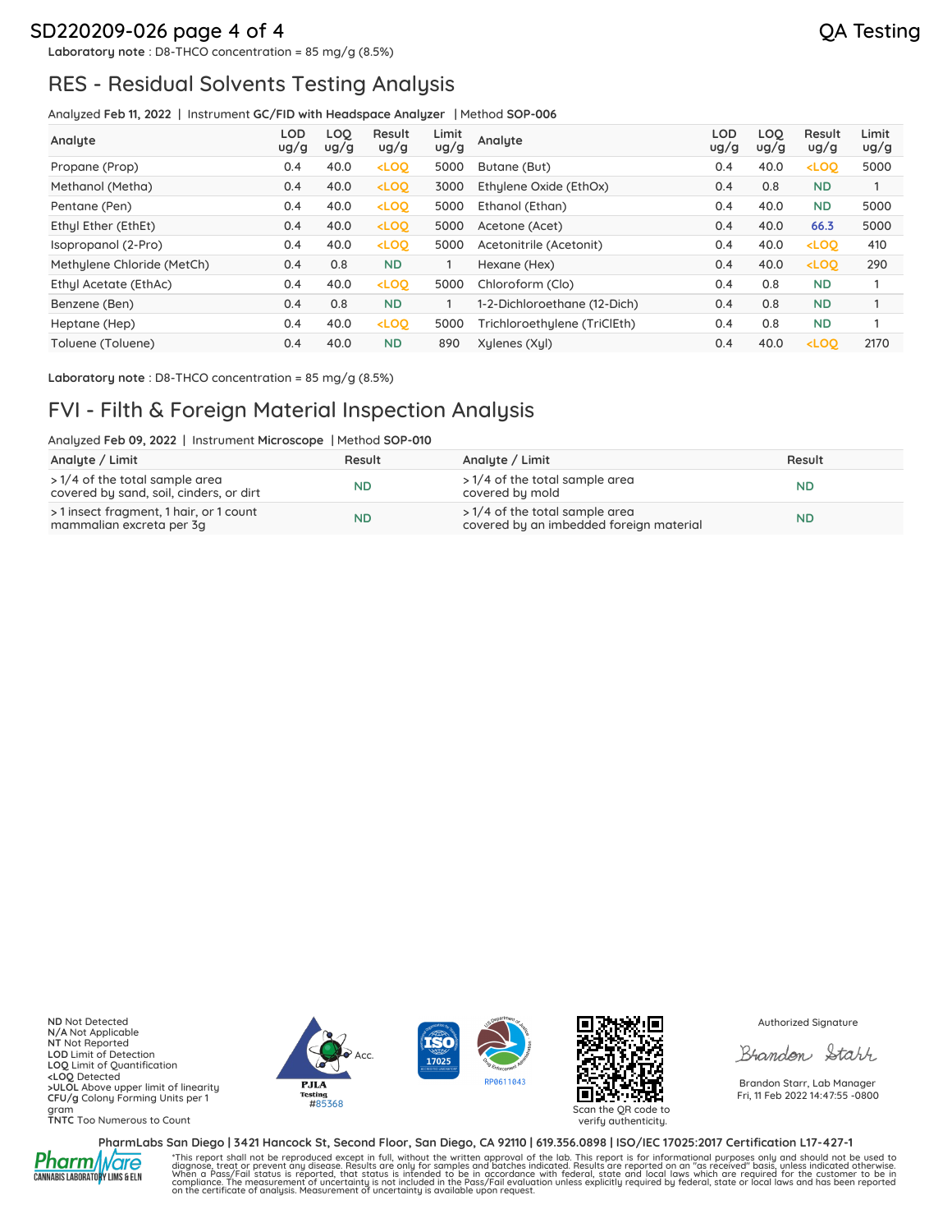Laboratory note : D8-THCO concentration = 85 mg/g (8.5%)

## RES - Residual Solvents Testing Analysis

Analyzed **Feb 11, 2022** | Instrument **GC/FID with Headspace Analyzer** | Method **SOP-006**

| Analyte | LOD ug/g | LOQ ug/g | Result ug/g | Limit ug/g | Analyte | LOD ug/g | LOQ ug/g | Result ug/g | Limit ug/g |
|---|---|---|---|---|---|---|---|---|---|
| Propane (Prop) | 0.4 | 40.0 | <LOQ | 5000 | Butane (But) | 0.4 | 40.0 | <LOQ | 5000 |
| Methanol (Metha) | 0.4 | 40.0 | <LOQ | 3000 | Ethylene Oxide (EthOx) | 0.4 | 0.8 | ND | 1 |
| Pentane (Pen) | 0.4 | 40.0 | <LOQ | 5000 | Ethanol (Ethan) | 0.4 | 40.0 | ND | 5000 |
| Ethyl Ether (EthEt) | 0.4 | 40.0 | <LOQ | 5000 | Acetone (Acet) | 0.4 | 40.0 | 66.3 | 5000 |
| Isopropanol (2-Pro) | 0.4 | 40.0 | <LOQ | 5000 | Acetonitrile (Acetonit) | 0.4 | 40.0 | <LOQ | 410 |
| Methylene Chloride (MetCh) | 0.4 | 0.8 | ND | 1 | Hexane (Hex) | 0.4 | 40.0 | <LOQ | 290 |
| Ethyl Acetate (EthAc) | 0.4 | 40.0 | <LOQ | 5000 | Chloroform (Clo) | 0.4 | 0.8 | ND | 1 |
| Benzene (Ben) | 0.4 | 0.8 | ND | 1 | 1-2-Dichloroethane (12-Dich) | 0.4 | 0.8 | ND | 1 |
| Heptane (Hep) | 0.4 | 40.0 | <LOQ | 5000 | Trichloroethylene (TriClEth) | 0.4 | 0.8 | ND | 1 |
| Toluene (Toluene) | 0.4 | 40.0 | ND | 890 | Xylenes (Xyl) | 0.4 | 40.0 | <LOQ | 2170 |

Laboratory note : D8-THCO concentration = 85 mg/g (8.5%)

## FVI - Filth & Foreign Material Inspection Analysis

Analyzed **Feb 09, 2022** | Instrument **Microscope** | Method **SOP-010**

| Analyte / Limit | Result | Analyte / Limit | Result |
|---|---|---|---|
| > 1/4 of the total sample area covered by sand, soil, cinders, or dirt | ND | > 1/4 of the total sample area covered by mold | ND |
| > 1 insect fragment, 1 hair, or 1 count mammalian excreta per 3g | ND | > 1/4 of the total sample area covered by an imbedded foreign material | ND |

**ND** Not Detected
**N/A** Not Applicable
**NT** Not Reported
**LOD** Limit of Detection
**LOQ** Limit of Quantification
**<LOQ** Detected
**>ULOL** Above upper limit of linearity
**CFU/g** Colony Forming Units per 1 gram
**TNTC** Too Numerous to Count

PJLA Testing #85368

RP0611043

Scan the QR code to verify authenticity.

Authorized Signature

Brandon Starr, Lab Manager
Fri, 11 Feb 2022 14:47:55 -0800

**PharmLabs San Diego | 3421 Hancock St, Second Floor, San Diego, CA 92110 | 619.356.0898 | ISO/IEC 17025:2017 Certification L17-427-1**

*This report shall not be reproduced except in full, without the written approval of the lab. This report is for informational purposes only and should not be used to diagnose, treat or prevent any disease. Results are only for samples and batches indicated. Results are reported on an "as received" basis, unless indicated otherwise. When a Pass/Fail status is reported, that status is intended to be in accordance with federal, state and local laws which are required for the customer to be in compliance. The measurement of uncertainty is not included in the Pass/Fail evaluation unless explicitly required by federal, state or local laws and has been reported on the certificate of analysis. Measurement of uncertainty is available upon request.

PharmWare CANNABIS LABORATORY LIMS & ELN